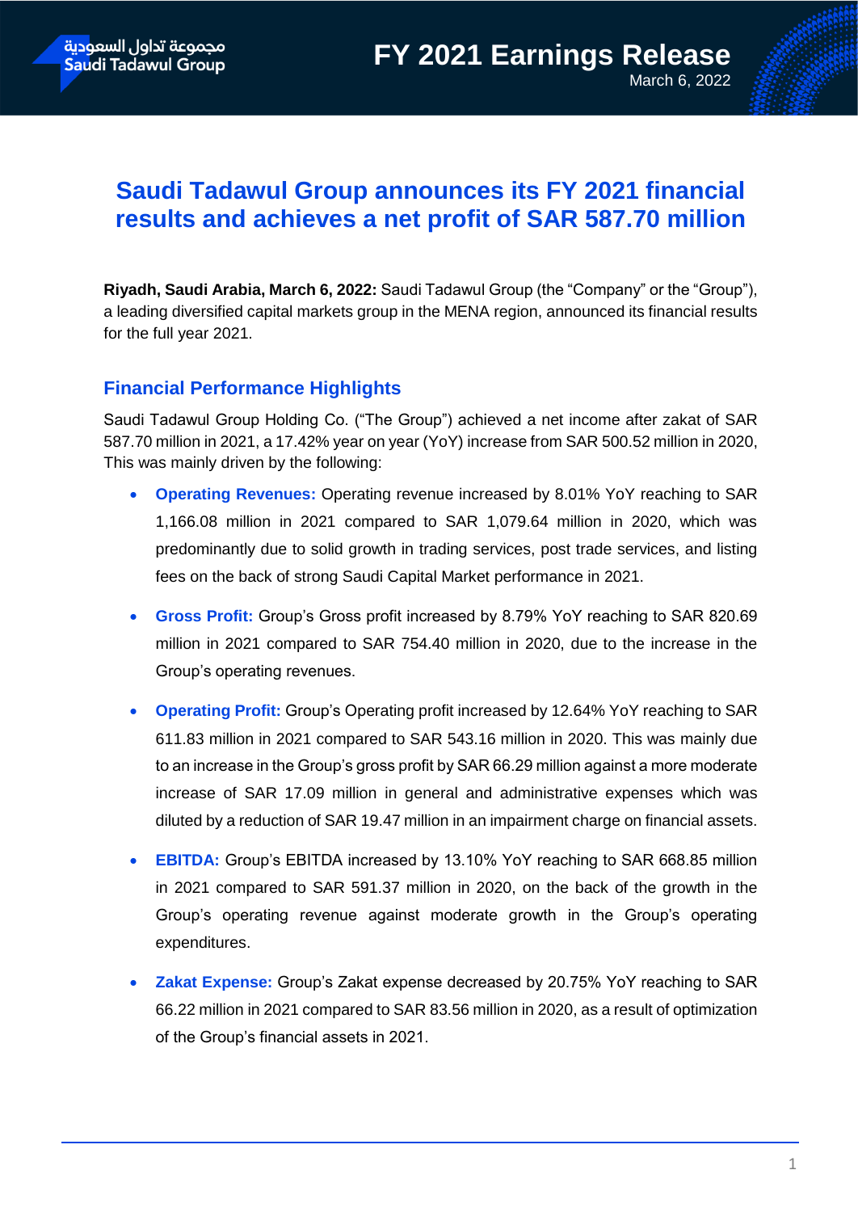# Saudi Tadawul Group announces its FY 2021 financial results and achieves a net profit of SAR 587.70 million

**Riyadh, Saudi Arabia, March 6, 2022:** Saudi Tadawul Group (the "Company" or the "Group"), a leading diversified capital markets group in the MENA region, announced its financial results for the full year 2021.

## Financial Performance Highlights

Saudi Tadawul Group Holding Co. ("The Group") achieved a net income after zakat of SAR 587.70 million in 2021, a 17.42% year on year (YoY) increase from SAR 500.52 million in 2020, This was mainly driven by the following:

- **Operating Revenues:** Operating revenue increased by 8.01% YoY reaching to SAR 1,166.08 million in 2021 compared to SAR 1,079.64 million in 2020, which was predominantly due to solid growth in trading services, post trade services, and listing fees on the back of strong Saudi Capital Market performance in 2021.

- **Gross Profit:** Group's Gross profit increased by 8.79% YoY reaching to SAR 820.69 million in 2021 compared to SAR 754.40 million in 2020, due to the increase in the Group's operating revenues.

- **Operating Profit:** Group's Operating profit increased by 12.64% YoY reaching to SAR 611.83 million in 2021 compared to SAR 543.16 million in 2020. This was mainly due to an increase in the Group's gross profit by SAR 66.29 million against a more moderate increase of SAR 17.09 million in general and administrative expenses which was diluted by a reduction of SAR 19.47 million in an impairment charge on financial assets.

- **EBITDA:** Group's EBITDA increased by 13.10% YoY reaching to SAR 668.85 million in 2021 compared to SAR 591.37 million in 2020, on the back of the growth in the Group's operating revenue against moderate growth in the Group's operating expenditures.

- **Zakat Expense:** Group's Zakat expense decreased by 20.75% YoY reaching to SAR 66.22 million in 2021 compared to SAR 83.56 million in 2020, as a result of optimization of the Group's financial assets in 2021.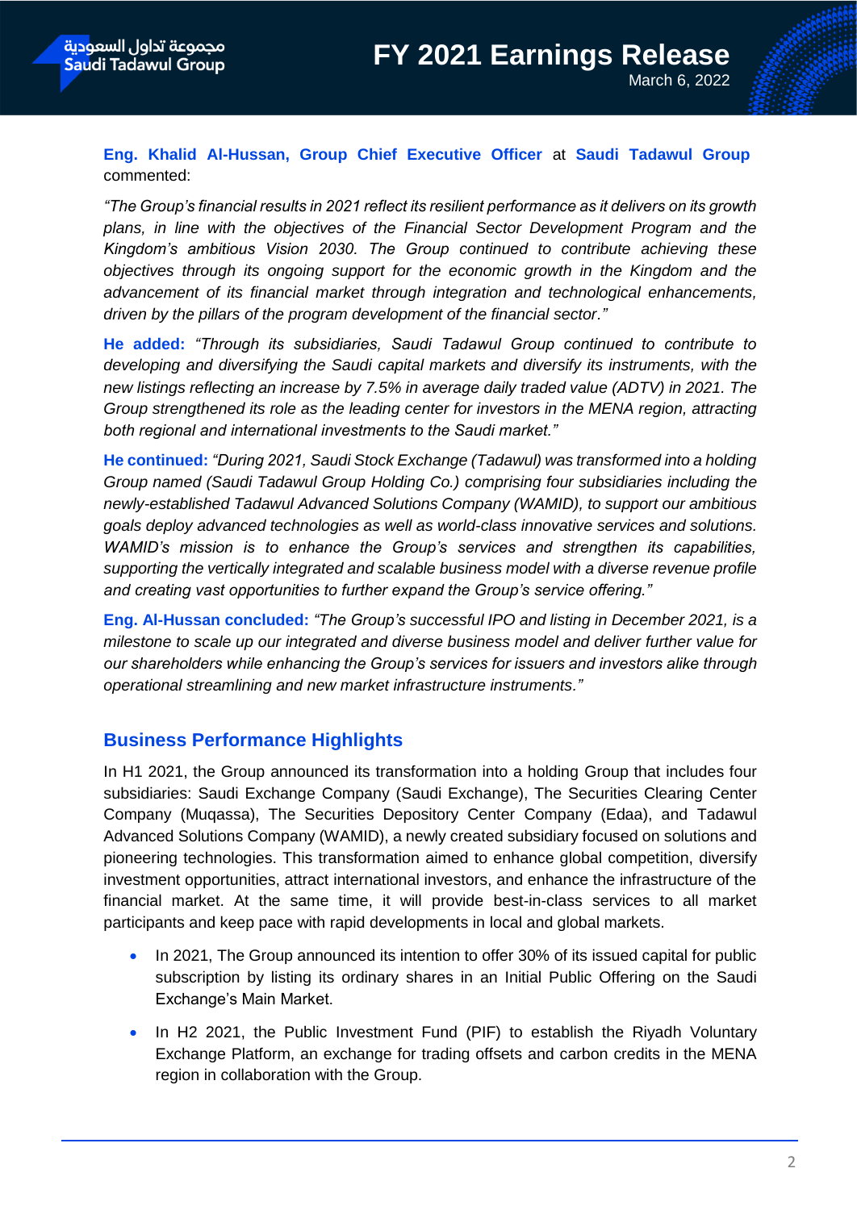**Eng. Khalid Al-Hussan, Group Chief Executive Officer** at **Saudi Tadawul Group** commented:

*"The Group's financial results in 2021 reflect its resilient performance as it delivers on its growth plans, in line with the objectives of the Financial Sector Development Program and the Kingdom's ambitious Vision 2030. The Group continued to contribute achieving these objectives through its ongoing support for the economic growth in the Kingdom and the advancement of its financial market through integration and technological enhancements, driven by the pillars of the program development of the financial sector."*

**He added:** *"Through its subsidiaries, Saudi Tadawul Group continued to contribute to developing and diversifying the Saudi capital markets and diversify its instruments, with the new listings reflecting an increase by 7.5% in average daily traded value (ADTV) in 2021. The Group strengthened its role as the leading center for investors in the MENA region, attracting both regional and international investments to the Saudi market."*

**He continued:** *"During 2021, Saudi Stock Exchange (Tadawul) was transformed into a holding Group named (Saudi Tadawul Group Holding Co.) comprising four subsidiaries including the newly-established Tadawul Advanced Solutions Company (WAMID), to support our ambitious goals deploy advanced technologies as well as world-class innovative services and solutions. WAMID's mission is to enhance the Group's services and strengthen its capabilities, supporting the vertically integrated and scalable business model with a diverse revenue profile and creating vast opportunities to further expand the Group's service offering."*

**Eng. Al-Hussan concluded:** *"The Group's successful IPO and listing in December 2021, is a milestone to scale up our integrated and diverse business model and deliver further value for our shareholders while enhancing the Group's services for issuers and investors alike through operational streamlining and new market infrastructure instruments."*

## Business Performance Highlights

In H1 2021, the Group announced its transformation into a holding Group that includes four subsidiaries: Saudi Exchange Company (Saudi Exchange), The Securities Clearing Center Company (Muqassa), The Securities Depository Center Company (Edaa), and Tadawul Advanced Solutions Company (WAMID), a newly created subsidiary focused on solutions and pioneering technologies. This transformation aimed to enhance global competition, diversify investment opportunities, attract international investors, and enhance the infrastructure of the financial market. At the same time, it will provide best-in-class services to all market participants and keep pace with rapid developments in local and global markets.

- In 2021, The Group announced its intention to offer 30% of its issued capital for public subscription by listing its ordinary shares in an Initial Public Offering on the Saudi Exchange's Main Market.
- In H2 2021, the Public Investment Fund (PIF) to establish the Riyadh Voluntary Exchange Platform, an exchange for trading offsets and carbon credits in the MENA region in collaboration with the Group.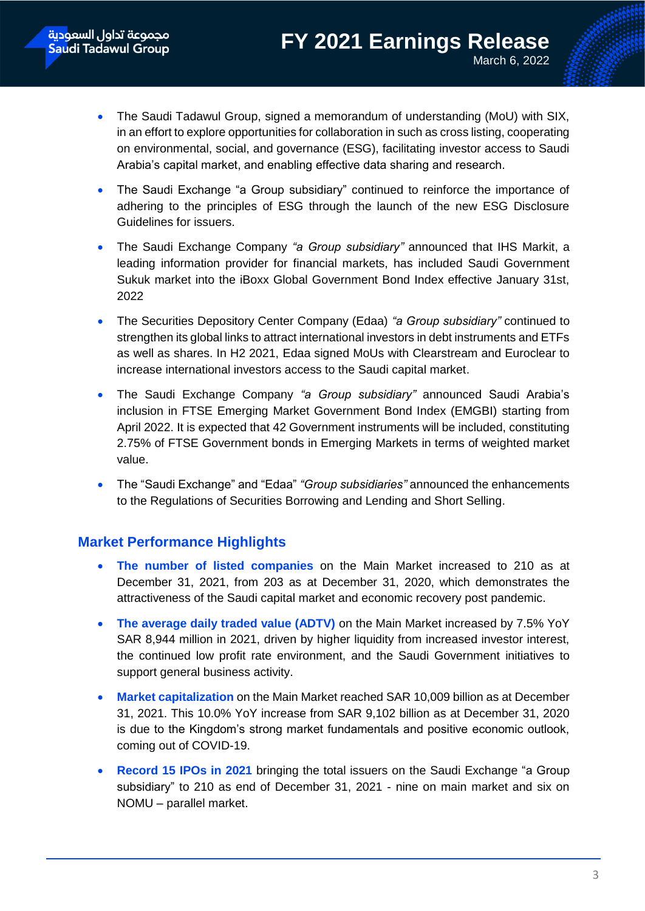- The Saudi Tadawul Group, signed a memorandum of understanding (MoU) with SIX, in an effort to explore opportunities for collaboration in such as cross listing, cooperating on environmental, social, and governance (ESG), facilitating investor access to Saudi Arabia's capital market, and enabling effective data sharing and research.
- The Saudi Exchange "a Group subsidiary" continued to reinforce the importance of adhering to the principles of ESG through the launch of the new ESG Disclosure Guidelines for issuers.
- The Saudi Exchange Company *"a Group subsidiary"* announced that IHS Markit, a leading information provider for financial markets, has included Saudi Government Sukuk market into the iBoxx Global Government Bond Index effective January 31st, 2022
- The Securities Depository Center Company (Edaa) *"a Group subsidiary"* continued to strengthen its global links to attract international investors in debt instruments and ETFs as well as shares. In H2 2021, Edaa signed MoUs with Clearstream and Euroclear to increase international investors access to the Saudi capital market.
- The Saudi Exchange Company *"a Group subsidiary"* announced Saudi Arabia's inclusion in FTSE Emerging Market Government Bond Index (EMGBI) starting from April 2022. It is expected that 42 Government instruments will be included, constituting 2.75% of FTSE Government bonds in Emerging Markets in terms of weighted market value.
- The "Saudi Exchange" and "Edaa" *"Group subsidiaries"* announced the enhancements to the Regulations of Securities Borrowing and Lending and Short Selling.

## Market Performance Highlights

- **The number of listed companies** on the Main Market increased to 210 as at December 31, 2021, from 203 as at December 31, 2020, which demonstrates the attractiveness of the Saudi capital market and economic recovery post pandemic.
- **The average daily traded value (ADTV)** on the Main Market increased by 7.5% YoY SAR 8,944 million in 2021, driven by higher liquidity from increased investor interest, the continued low profit rate environment, and the Saudi Government initiatives to support general business activity.
- **Market capitalization** on the Main Market reached SAR 10,009 billion as at December 31, 2021. This 10.0% YoY increase from SAR 9,102 billion as at December 31, 2020 is due to the Kingdom's strong market fundamentals and positive economic outlook, coming out of COVID-19.
- **Record 15 IPOs in 2021** bringing the total issuers on the Saudi Exchange "a Group subsidiary" to 210 as end of December 31, 2021 - nine on main market and six on NOMU – parallel market.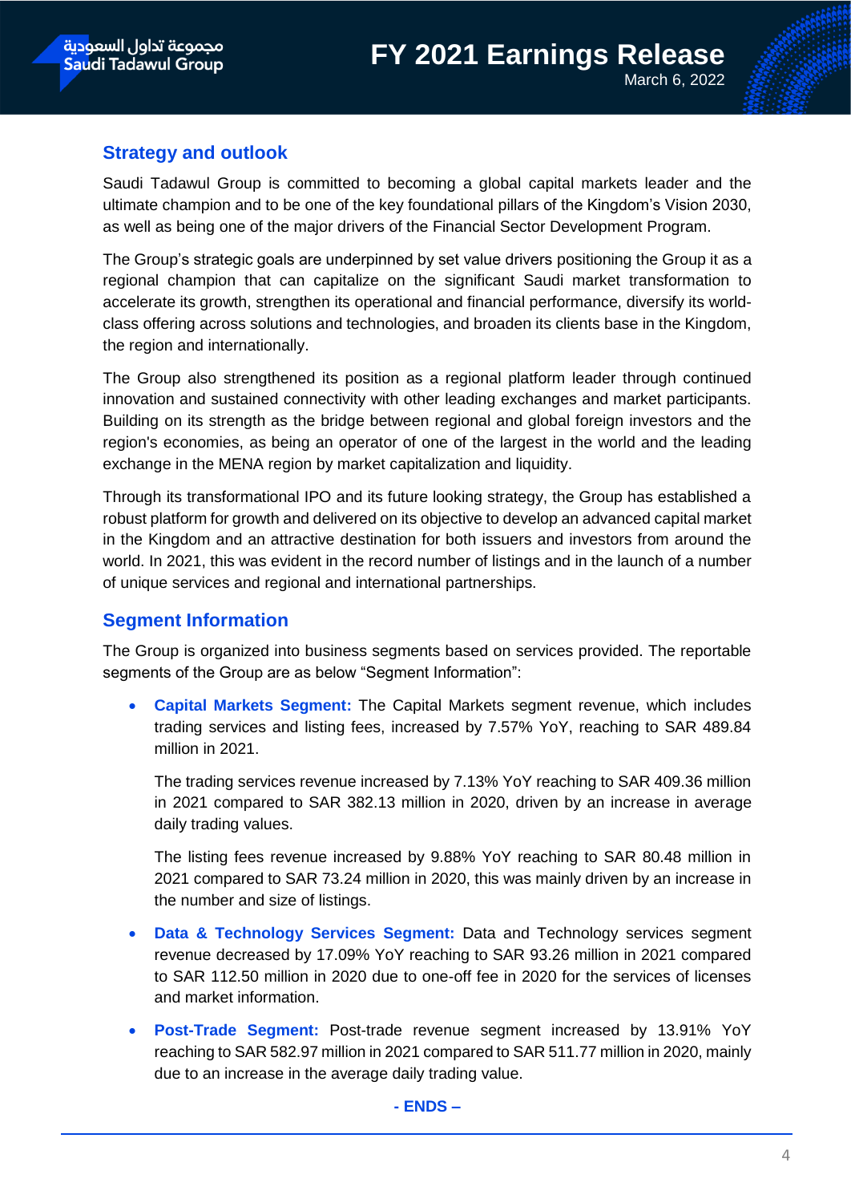## Strategy and outlook

Saudi Tadawul Group is committed to becoming a global capital markets leader and the ultimate champion and to be one of the key foundational pillars of the Kingdom's Vision 2030, as well as being one of the major drivers of the Financial Sector Development Program.

The Group's strategic goals are underpinned by set value drivers positioning the Group it as a regional champion that can capitalize on the significant Saudi market transformation to accelerate its growth, strengthen its operational and financial performance, diversify its world-class offering across solutions and technologies, and broaden its clients base in the Kingdom, the region and internationally.

The Group also strengthened its position as a regional platform leader through continued innovation and sustained connectivity with other leading exchanges and market participants. Building on its strength as the bridge between regional and global foreign investors and the region's economies, as being an operator of one of the largest in the world and the leading exchange in the MENA region by market capitalization and liquidity.

Through its transformational IPO and its future looking strategy, the Group has established a robust platform for growth and delivered on its objective to develop an advanced capital market in the Kingdom and an attractive destination for both issuers and investors from around the world. In 2021, this was evident in the record number of listings and in the launch of a number of unique services and regional and international partnerships.

## Segment Information

The Group is organized into business segments based on services provided. The reportable segments of the Group are as below "Segment Information":

- **Capital Markets Segment:** The Capital Markets segment revenue, which includes trading services and listing fees, increased by 7.57% YoY, reaching to SAR 489.84 million in 2021.

  The trading services revenue increased by 7.13% YoY reaching to SAR 409.36 million in 2021 compared to SAR 382.13 million in 2020, driven by an increase in average daily trading values.

  The listing fees revenue increased by 9.88% YoY reaching to SAR 80.48 million in 2021 compared to SAR 73.24 million in 2020, this was mainly driven by an increase in the number and size of listings.

- **Data & Technology Services Segment:** Data and Technology services segment revenue decreased by 17.09% YoY reaching to SAR 93.26 million in 2021 compared to SAR 112.50 million in 2020 due to one-off fee in 2020 for the services of licenses and market information.

- **Post-Trade Segment:** Post-trade revenue segment increased by 13.91% YoY reaching to SAR 582.97 million in 2021 compared to SAR 511.77 million in 2020, mainly due to an increase in the average daily trading value.

**- ENDS –**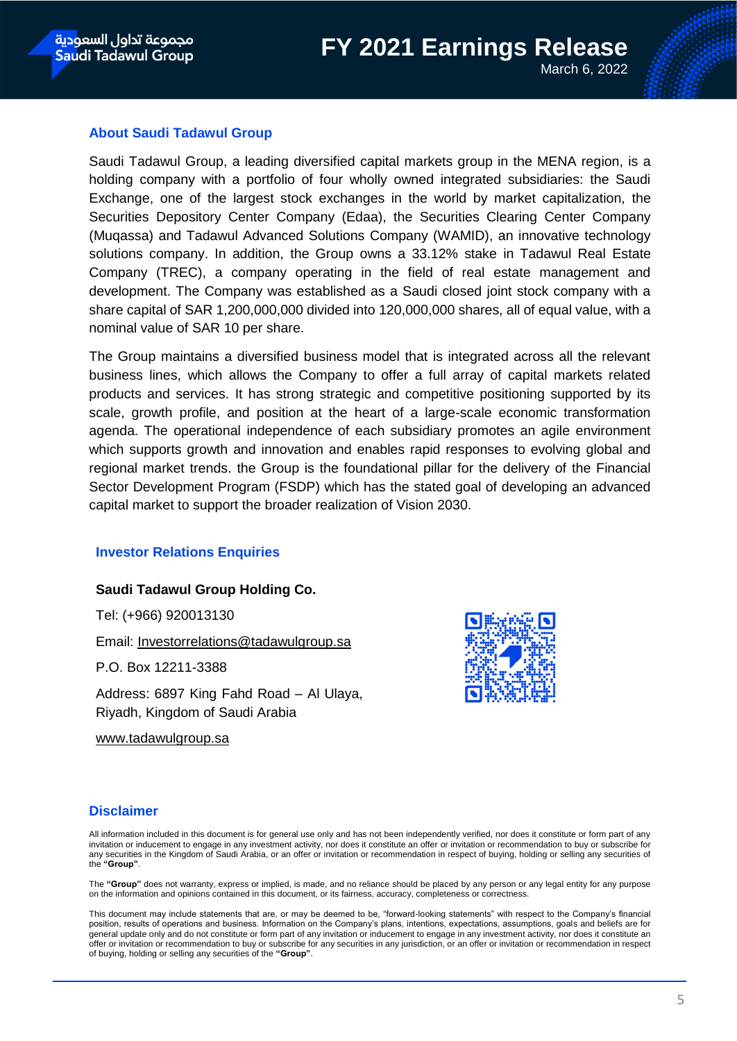## About Saudi Tadawul Group

Saudi Tadawul Group, a leading diversified capital markets group in the MENA region, is a holding company with a portfolio of four wholly owned integrated subsidiaries: the Saudi Exchange, one of the largest stock exchanges in the world by market capitalization, the Securities Depository Center Company (Edaa), the Securities Clearing Center Company (Muqassa) and Tadawul Advanced Solutions Company (WAMID), an innovative technology solutions company. In addition, the Group owns a 33.12% stake in Tadawul Real Estate Company (TREC), a company operating in the field of real estate management and development. The Company was established as a Saudi closed joint stock company with a share capital of SAR 1,200,000,000 divided into 120,000,000 shares, all of equal value, with a nominal value of SAR 10 per share.

The Group maintains a diversified business model that is integrated across all the relevant business lines, which allows the Company to offer a full array of capital markets related products and services. It has strong strategic and competitive positioning supported by its scale, growth profile, and position at the heart of a large-scale economic transformation agenda. The operational independence of each subsidiary promotes an agile environment which supports growth and innovation and enables rapid responses to evolving global and regional market trends. the Group is the foundational pillar for the delivery of the Financial Sector Development Program (FSDP) which has the stated goal of developing an advanced capital market to support the broader realization of Vision 2030.

## Investor Relations Enquiries

**Saudi Tadawul Group Holding Co.**

Tel: (+966) 920013130

Email: Investorrelations@tadawulgroup.sa

P.O. Box 12211-3388

Address: 6897 King Fahd Road – Al Ulaya, Riyadh, Kingdom of Saudi Arabia

www.tadawulgroup.sa

## Disclaimer

All information included in this document is for general use only and has not been independently verified, nor does it constitute or form part of any invitation or inducement to engage in any investment activity, nor does it constitute an offer or invitation or recommendation to buy or subscribe for any securities in the Kingdom of Saudi Arabia, or an offer or invitation or recommendation in respect of buying, holding or selling any securities of the **"Group"**.

The **"Group"** does not warranty, express or implied, is made, and no reliance should be placed by any person or any legal entity for any purpose on the information and opinions contained in this document, or its fairness, accuracy, completeness or correctness.

This document may include statements that are, or may be deemed to be, "forward-looking statements" with respect to the Company's financial position, results of operations and business. Information on the Company's plans, intentions, expectations, assumptions, goals and beliefs are for general update only and do not constitute or form part of any invitation or inducement to engage in any investment activity, nor does it constitute an offer or invitation or recommendation to buy or subscribe for any securities in any jurisdiction, or an offer or invitation or recommendation in respect of buying, holding or selling any securities of the **"Group"**.